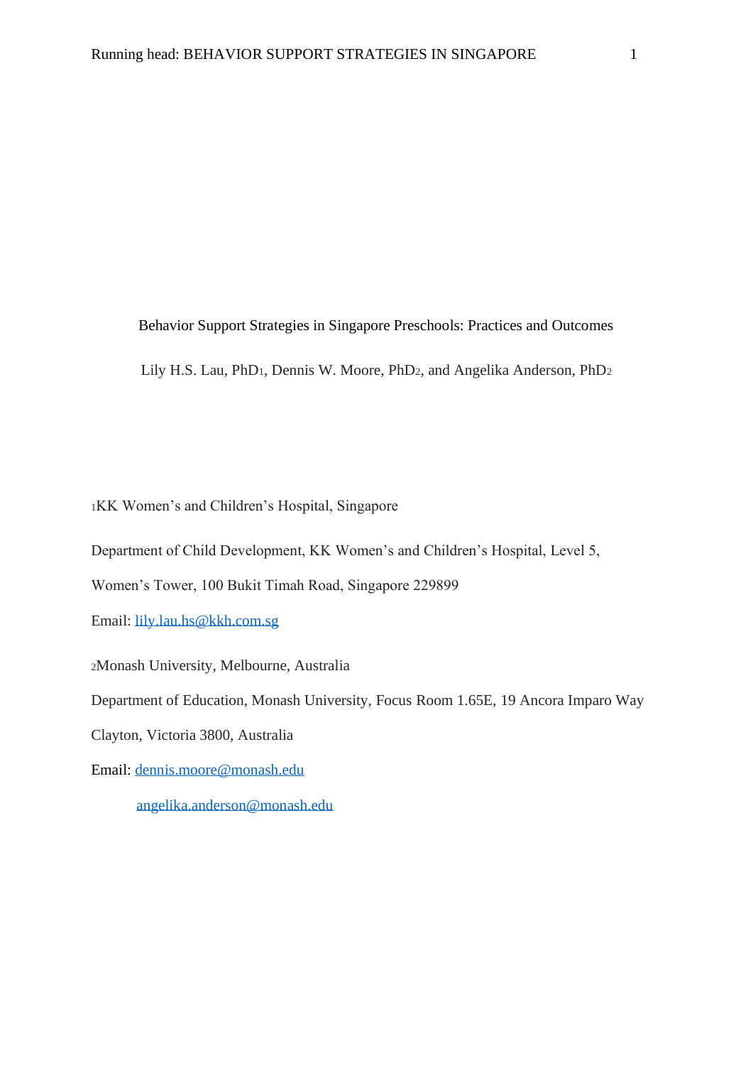# Behavior Support Strategies in Singapore Preschools: Practices and Outcomes

Lily H.S. Lau, PhD[1], Dennis W. Moore, PhD[2], and Angelika Anderson, PhD[2]

[1]KK Women's and Children's Hospital, Singapore

Department of Child Development, KK Women's and Children's Hospital, Level 5, Women's Tower, 100 Bukit Timah Road, Singapore 229899

Email: lily.lau.hs@kkh.com.sg

[2]Monash University, Melbourne, Australia

Department of Education, Monash University, Focus Room 1.65E, 19 Ancora Imparo Way Clayton, Victoria 3800, Australia

Email: dennis.moore@monash.edu

angelika.anderson@monash.edu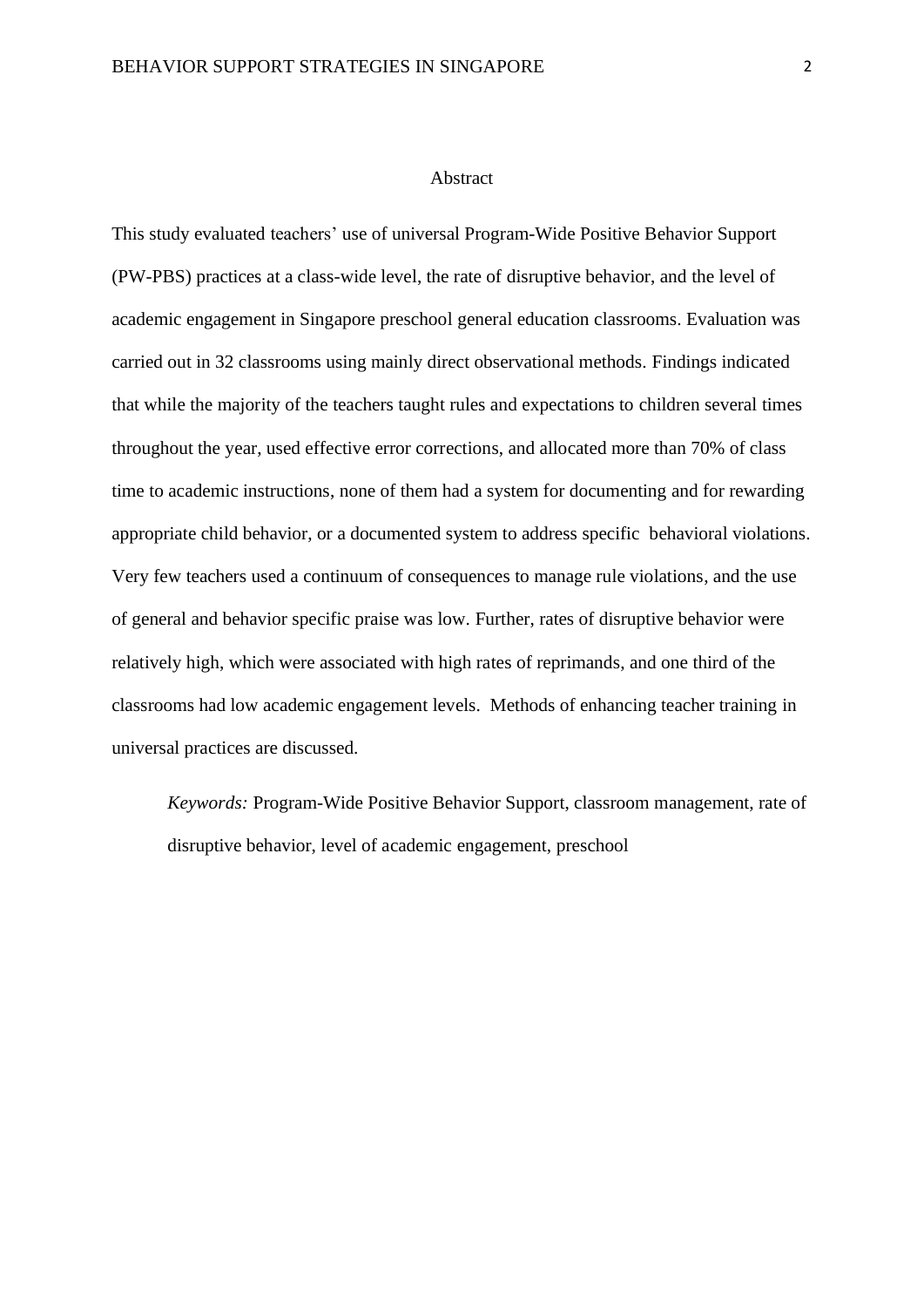# Abstract

This study evaluated teachers' use of universal Program-Wide Positive Behavior Support (PW-PBS) practices at a class-wide level, the rate of disruptive behavior, and the level of academic engagement in Singapore preschool general education classrooms. Evaluation was carried out in 32 classrooms using mainly direct observational methods. Findings indicated that while the majority of the teachers taught rules and expectations to children several times throughout the year, used effective error corrections, and allocated more than 70% of class time to academic instructions, none of them had a system for documenting and for rewarding appropriate child behavior, or a documented system to address specific behavioral violations. Very few teachers used a continuum of consequences to manage rule violations, and the use of general and behavior specific praise was low. Further, rates of disruptive behavior were relatively high, which were associated with high rates of reprimands, and one third of the classrooms had low academic engagement levels. Methods of enhancing teacher training in universal practices are discussed.

*Keywords:* Program-Wide Positive Behavior Support, classroom management, rate of disruptive behavior, level of academic engagement, preschool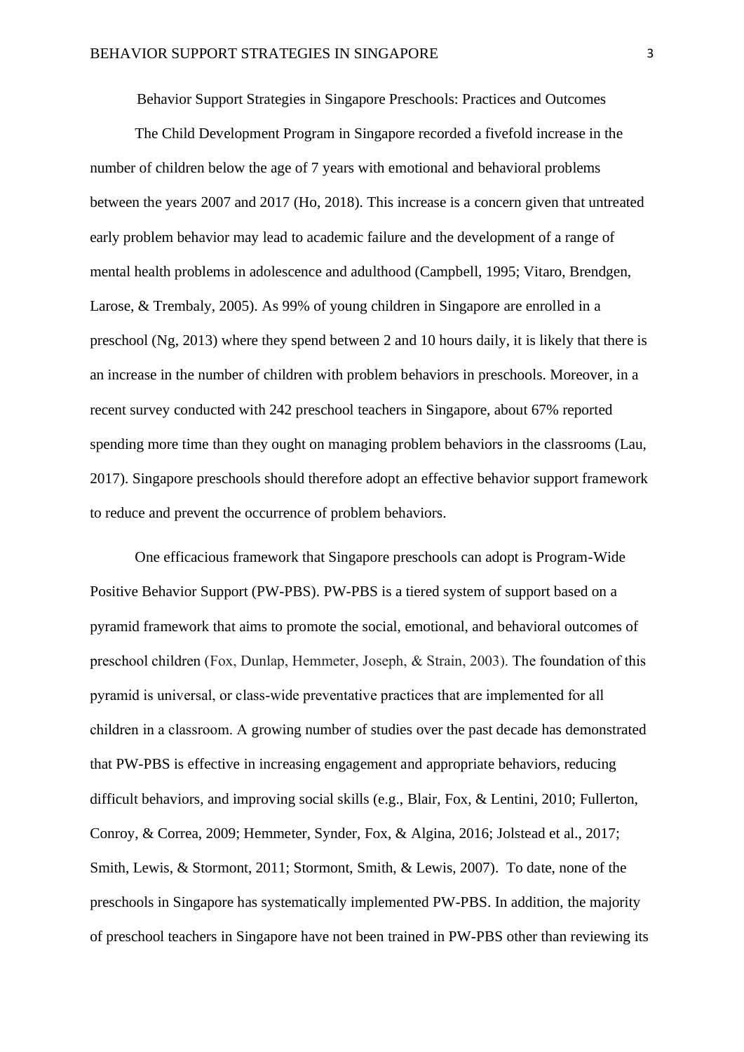# Behavior Support Strategies in Singapore Preschools: Practices and Outcomes

The Child Development Program in Singapore recorded a fivefold increase in the number of children below the age of 7 years with emotional and behavioral problems between the years 2007 and 2017 (Ho, 2018). This increase is a concern given that untreated early problem behavior may lead to academic failure and the development of a range of mental health problems in adolescence and adulthood (Campbell, 1995; Vitaro, Brendgen, Larose, & Trembaly, 2005). As 99% of young children in Singapore are enrolled in a preschool (Ng, 2013) where they spend between 2 and 10 hours daily, it is likely that there is an increase in the number of children with problem behaviors in preschools. Moreover, in a recent survey conducted with 242 preschool teachers in Singapore, about 67% reported spending more time than they ought on managing problem behaviors in the classrooms (Lau, 2017). Singapore preschools should therefore adopt an effective behavior support framework to reduce and prevent the occurrence of problem behaviors.

One efficacious framework that Singapore preschools can adopt is Program-Wide Positive Behavior Support (PW-PBS). PW-PBS is a tiered system of support based on a pyramid framework that aims to promote the social, emotional, and behavioral outcomes of preschool children (Fox, Dunlap, Hemmeter, Joseph, & Strain, 2003). The foundation of this pyramid is universal, or class-wide preventative practices that are implemented for all children in a classroom. A growing number of studies over the past decade has demonstrated that PW-PBS is effective in increasing engagement and appropriate behaviors, reducing difficult behaviors, and improving social skills (e.g., Blair, Fox, & Lentini, 2010; Fullerton, Conroy, & Correa, 2009; Hemmeter, Synder, Fox, & Algina, 2016; Jolstead et al., 2017; Smith, Lewis, & Stormont, 2011; Stormont, Smith, & Lewis, 2007). To date, none of the preschools in Singapore has systematically implemented PW-PBS. In addition, the majority of preschool teachers in Singapore have not been trained in PW-PBS other than reviewing its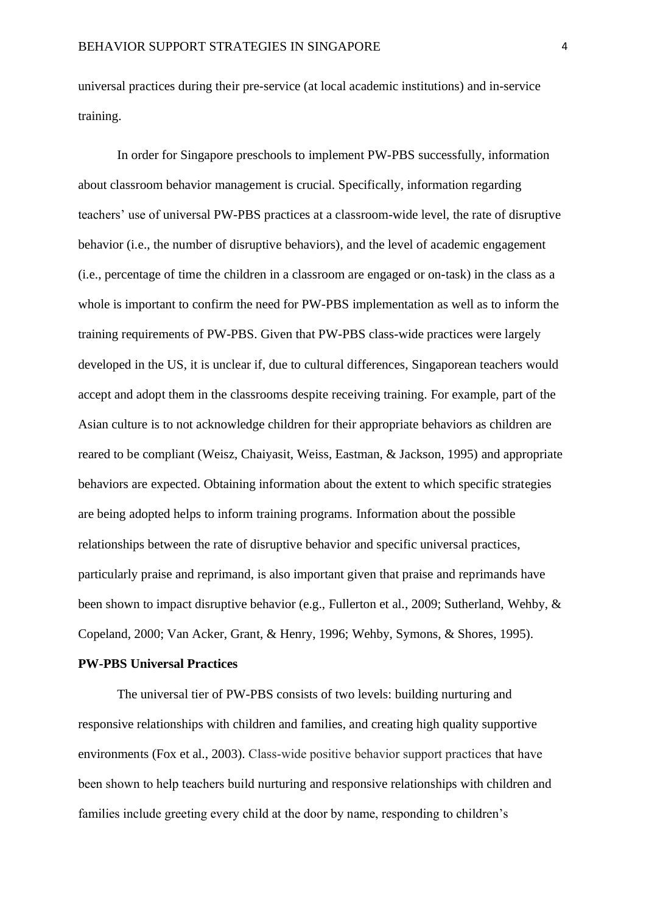universal practices during their pre-service (at local academic institutions) and in-service training.

In order for Singapore preschools to implement PW-PBS successfully, information about classroom behavior management is crucial. Specifically, information regarding teachers' use of universal PW-PBS practices at a classroom-wide level, the rate of disruptive behavior (i.e., the number of disruptive behaviors), and the level of academic engagement (i.e., percentage of time the children in a classroom are engaged or on-task) in the class as a whole is important to confirm the need for PW-PBS implementation as well as to inform the training requirements of PW-PBS. Given that PW-PBS class-wide practices were largely developed in the US, it is unclear if, due to cultural differences, Singaporean teachers would accept and adopt them in the classrooms despite receiving training. For example, part of the Asian culture is to not acknowledge children for their appropriate behaviors as children are reared to be compliant (Weisz, Chaiyasit, Weiss, Eastman, & Jackson, 1995) and appropriate behaviors are expected. Obtaining information about the extent to which specific strategies are being adopted helps to inform training programs. Information about the possible relationships between the rate of disruptive behavior and specific universal practices, particularly praise and reprimand, is also important given that praise and reprimands have been shown to impact disruptive behavior (e.g., Fullerton et al., 2009; Sutherland, Wehby, & Copeland, 2000; Van Acker, Grant, & Henry, 1996; Wehby, Symons, & Shores, 1995).

## PW-PBS Universal Practices

The universal tier of PW-PBS consists of two levels: building nurturing and responsive relationships with children and families, and creating high quality supportive environments (Fox et al., 2003). Class-wide positive behavior support practices that have been shown to help teachers build nurturing and responsive relationships with children and families include greeting every child at the door by name, responding to children's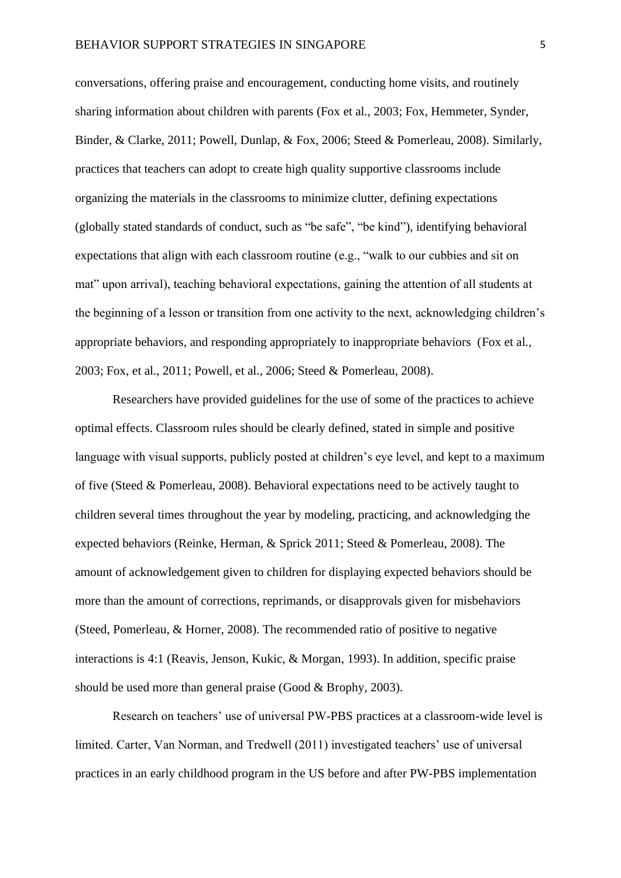conversations, offering praise and encouragement, conducting home visits, and routinely sharing information about children with parents (Fox et al., 2003; Fox, Hemmeter, Synder, Binder, & Clarke, 2011; Powell, Dunlap, & Fox, 2006; Steed & Pomerleau, 2008). Similarly, practices that teachers can adopt to create high quality supportive classrooms include organizing the materials in the classrooms to minimize clutter, defining expectations (globally stated standards of conduct, such as "be safe", "be kind"), identifying behavioral expectations that align with each classroom routine (e.g., "walk to our cubbies and sit on mat" upon arrival), teaching behavioral expectations, gaining the attention of all students at the beginning of a lesson or transition from one activity to the next, acknowledging children's appropriate behaviors, and responding appropriately to inappropriate behaviors (Fox et al., 2003; Fox, et al., 2011; Powell, et al., 2006; Steed & Pomerleau, 2008).

Researchers have provided guidelines for the use of some of the practices to achieve optimal effects. Classroom rules should be clearly defined, stated in simple and positive language with visual supports, publicly posted at children's eye level, and kept to a maximum of five (Steed & Pomerleau, 2008). Behavioral expectations need to be actively taught to children several times throughout the year by modeling, practicing, and acknowledging the expected behaviors (Reinke, Herman, & Sprick 2011; Steed & Pomerleau, 2008). The amount of acknowledgement given to children for displaying expected behaviors should be more than the amount of corrections, reprimands, or disapprovals given for misbehaviors (Steed, Pomerleau, & Horner, 2008). The recommended ratio of positive to negative interactions is 4:1 (Reavis, Jenson, Kukic, & Morgan, 1993). In addition, specific praise should be used more than general praise (Good & Brophy, 2003).

Research on teachers' use of universal PW-PBS practices at a classroom-wide level is limited. Carter, Van Norman, and Tredwell (2011) investigated teachers' use of universal practices in an early childhood program in the US before and after PW-PBS implementation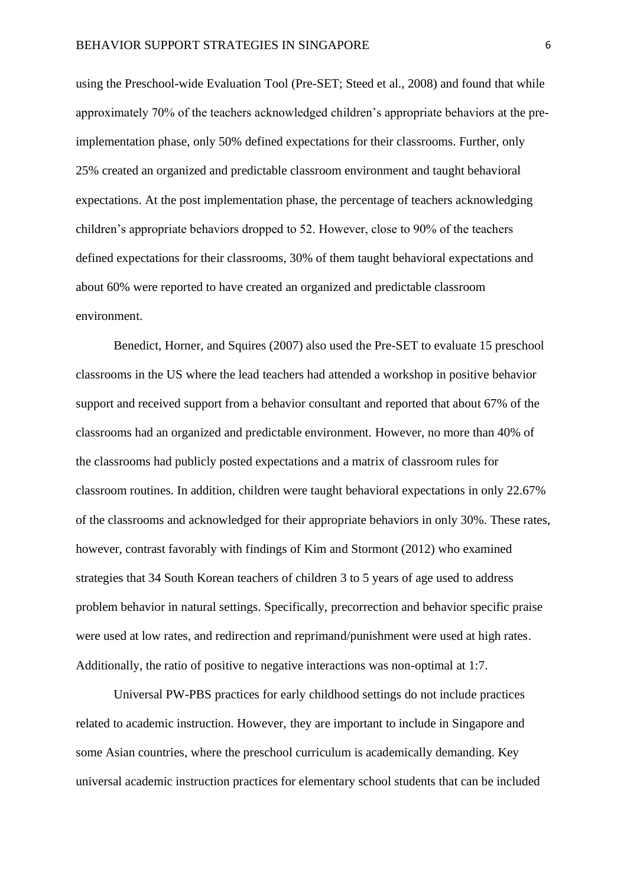using the Preschool-wide Evaluation Tool (Pre-SET; Steed et al., 2008) and found that while approximately 70% of the teachers acknowledged children's appropriate behaviors at the pre-implementation phase, only 50% defined expectations for their classrooms. Further, only 25% created an organized and predictable classroom environment and taught behavioral expectations. At the post implementation phase, the percentage of teachers acknowledging children's appropriate behaviors dropped to 52. However, close to 90% of the teachers defined expectations for their classrooms, 30% of them taught behavioral expectations and about 60% were reported to have created an organized and predictable classroom environment.

Benedict, Horner, and Squires (2007) also used the Pre-SET to evaluate 15 preschool classrooms in the US where the lead teachers had attended a workshop in positive behavior support and received support from a behavior consultant and reported that about 67% of the classrooms had an organized and predictable environment. However, no more than 40% of the classrooms had publicly posted expectations and a matrix of classroom rules for classroom routines. In addition, children were taught behavioral expectations in only 22.67% of the classrooms and acknowledged for their appropriate behaviors in only 30%. These rates, however, contrast favorably with findings of Kim and Stormont (2012) who examined strategies that 34 South Korean teachers of children 3 to 5 years of age used to address problem behavior in natural settings. Specifically, precorrection and behavior specific praise were used at low rates, and redirection and reprimand/punishment were used at high rates. Additionally, the ratio of positive to negative interactions was non-optimal at 1:7.

Universal PW-PBS practices for early childhood settings do not include practices related to academic instruction. However, they are important to include in Singapore and some Asian countries, where the preschool curriculum is academically demanding. Key universal academic instruction practices for elementary school students that can be included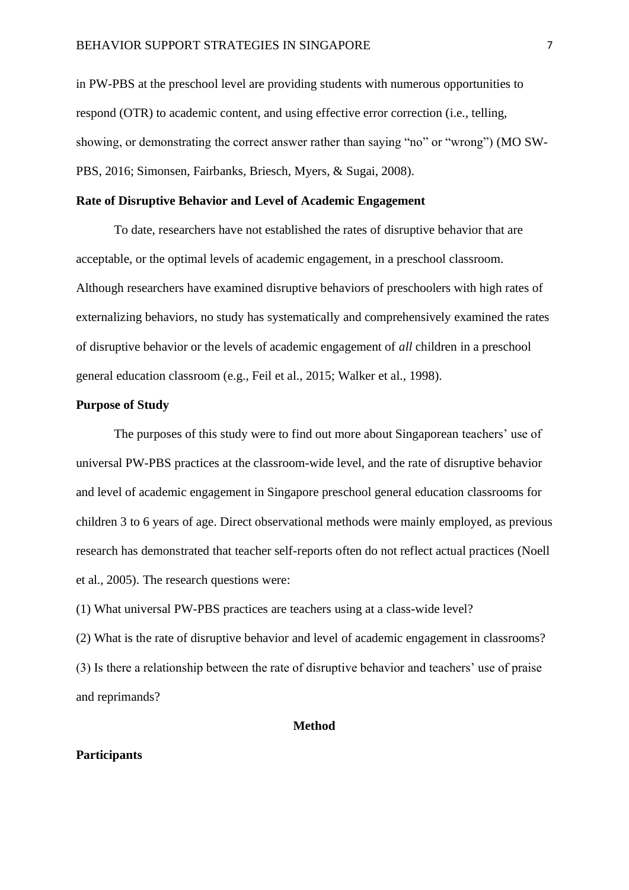in PW-PBS at the preschool level are providing students with numerous opportunities to respond (OTR) to academic content, and using effective error correction (i.e., telling, showing, or demonstrating the correct answer rather than saying "no" or "wrong") (MO SW-PBS, 2016; Simonsen, Fairbanks, Briesch, Myers, & Sugai, 2008).

## Rate of Disruptive Behavior and Level of Academic Engagement

To date, researchers have not established the rates of disruptive behavior that are acceptable, or the optimal levels of academic engagement, in a preschool classroom. Although researchers have examined disruptive behaviors of preschoolers with high rates of externalizing behaviors, no study has systematically and comprehensively examined the rates of disruptive behavior or the levels of academic engagement of *all* children in a preschool general education classroom (e.g., Feil et al., 2015; Walker et al., 1998).

## Purpose of Study

The purposes of this study were to find out more about Singaporean teachers' use of universal PW-PBS practices at the classroom-wide level, and the rate of disruptive behavior and level of academic engagement in Singapore preschool general education classrooms for children 3 to 6 years of age. Direct observational methods were mainly employed, as previous research has demonstrated that teacher self-reports often do not reflect actual practices (Noell et al., 2005). The research questions were:

(1) What universal PW-PBS practices are teachers using at a class-wide level?

(2) What is the rate of disruptive behavior and level of academic engagement in classrooms?

(3) Is there a relationship between the rate of disruptive behavior and teachers' use of praise and reprimands?

# Method

## Participants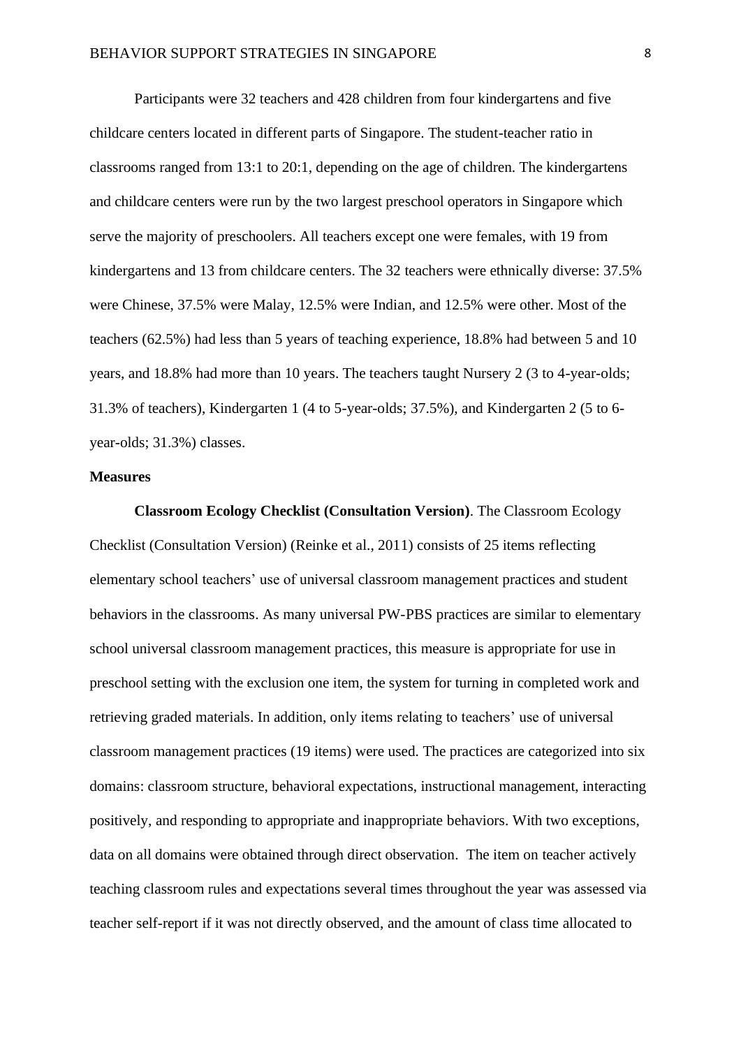Participants were 32 teachers and 428 children from four kindergartens and five childcare centers located in different parts of Singapore. The student-teacher ratio in classrooms ranged from 13:1 to 20:1, depending on the age of children. The kindergartens and childcare centers were run by the two largest preschool operators in Singapore which serve the majority of preschoolers. All teachers except one were females, with 19 from kindergartens and 13 from childcare centers. The 32 teachers were ethnically diverse: 37.5% were Chinese, 37.5% were Malay, 12.5% were Indian, and 12.5% were other. Most of the teachers (62.5%) had less than 5 years of teaching experience, 18.8% had between 5 and 10 years, and 18.8% had more than 10 years. The teachers taught Nursery 2 (3 to 4-year-olds; 31.3% of teachers), Kindergarten 1 (4 to 5-year-olds; 37.5%), and Kindergarten 2 (5 to 6-year-olds; 31.3%) classes.

## Measures

**Classroom Ecology Checklist (Consultation Version)**. The Classroom Ecology Checklist (Consultation Version) (Reinke et al., 2011) consists of 25 items reflecting elementary school teachers' use of universal classroom management practices and student behaviors in the classrooms. As many universal PW-PBS practices are similar to elementary school universal classroom management practices, this measure is appropriate for use in preschool setting with the exclusion one item, the system for turning in completed work and retrieving graded materials. In addition, only items relating to teachers' use of universal classroom management practices (19 items) were used. The practices are categorized into six domains: classroom structure, behavioral expectations, instructional management, interacting positively, and responding to appropriate and inappropriate behaviors. With two exceptions, data on all domains were obtained through direct observation. The item on teacher actively teaching classroom rules and expectations several times throughout the year was assessed via teacher self-report if it was not directly observed, and the amount of class time allocated to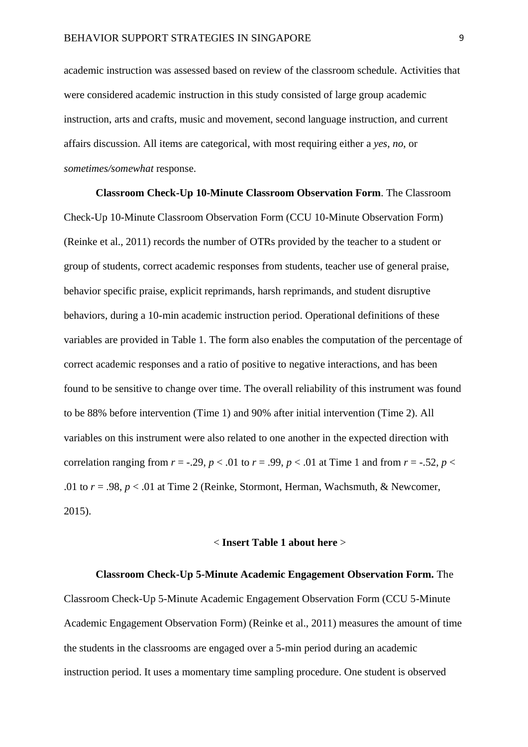academic instruction was assessed based on review of the classroom schedule. Activities that were considered academic instruction in this study consisted of large group academic instruction, arts and crafts, music and movement, second language instruction, and current affairs discussion. All items are categorical, with most requiring either a *yes*, *no*, or *sometimes/somewhat* response.

**Classroom Check-Up 10-Minute Classroom Observation Form**. The Classroom Check-Up 10-Minute Classroom Observation Form (CCU 10-Minute Observation Form) (Reinke et al., 2011) records the number of OTRs provided by the teacher to a student or group of students, correct academic responses from students, teacher use of general praise, behavior specific praise, explicit reprimands, harsh reprimands, and student disruptive behaviors, during a 10-min academic instruction period. Operational definitions of these variables are provided in Table 1. The form also enables the computation of the percentage of correct academic responses and a ratio of positive to negative interactions, and has been found to be sensitive to change over time. The overall reliability of this instrument was found to be 88% before intervention (Time 1) and 90% after initial intervention (Time 2). All variables on this instrument were also related to one another in the expected direction with correlation ranging from $r = -.29$, $p < .01$ to $r = .99$, $p < .01$ at Time 1 and from $r = -.52$, $p < .01$ to $r = .98$, $p < .01$ at Time 2 (Reinke, Stormont, Herman, Wachsmuth, & Newcomer, 2015).

< **Insert Table 1 about here** >

**Classroom Check-Up 5-Minute Academic Engagement Observation Form.** The Classroom Check-Up 5-Minute Academic Engagement Observation Form (CCU 5-Minute Academic Engagement Observation Form) (Reinke et al., 2011) measures the amount of time the students in the classrooms are engaged over a 5-min period during an academic instruction period. It uses a momentary time sampling procedure. One student is observed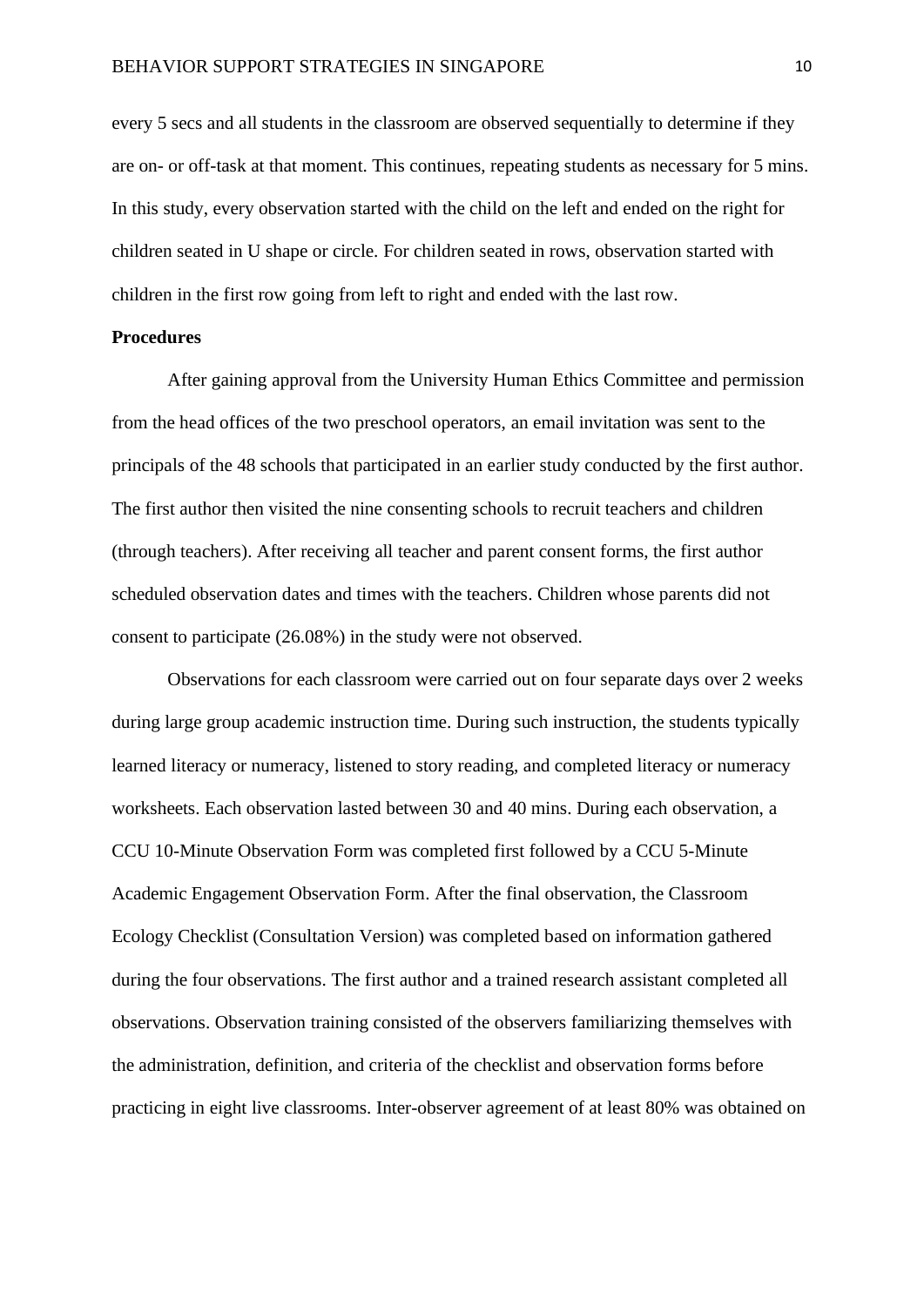every 5 secs and all students in the classroom are observed sequentially to determine if they are on- or off-task at that moment. This continues, repeating students as necessary for 5 mins. In this study, every observation started with the child on the left and ended on the right for children seated in U shape or circle. For children seated in rows, observation started with children in the first row going from left to right and ended with the last row.

**Procedures**

After gaining approval from the University Human Ethics Committee and permission from the head offices of the two preschool operators, an email invitation was sent to the principals of the 48 schools that participated in an earlier study conducted by the first author. The first author then visited the nine consenting schools to recruit teachers and children (through teachers). After receiving all teacher and parent consent forms, the first author scheduled observation dates and times with the teachers. Children whose parents did not consent to participate (26.08%) in the study were not observed.

Observations for each classroom were carried out on four separate days over 2 weeks during large group academic instruction time. During such instruction, the students typically learned literacy or numeracy, listened to story reading, and completed literacy or numeracy worksheets. Each observation lasted between 30 and 40 mins. During each observation, a CCU 10-Minute Observation Form was completed first followed by a CCU 5-Minute Academic Engagement Observation Form. After the final observation, the Classroom Ecology Checklist (Consultation Version) was completed based on information gathered during the four observations. The first author and a trained research assistant completed all observations. Observation training consisted of the observers familiarizing themselves with the administration, definition, and criteria of the checklist and observation forms before practicing in eight live classrooms. Inter-observer agreement of at least 80% was obtained on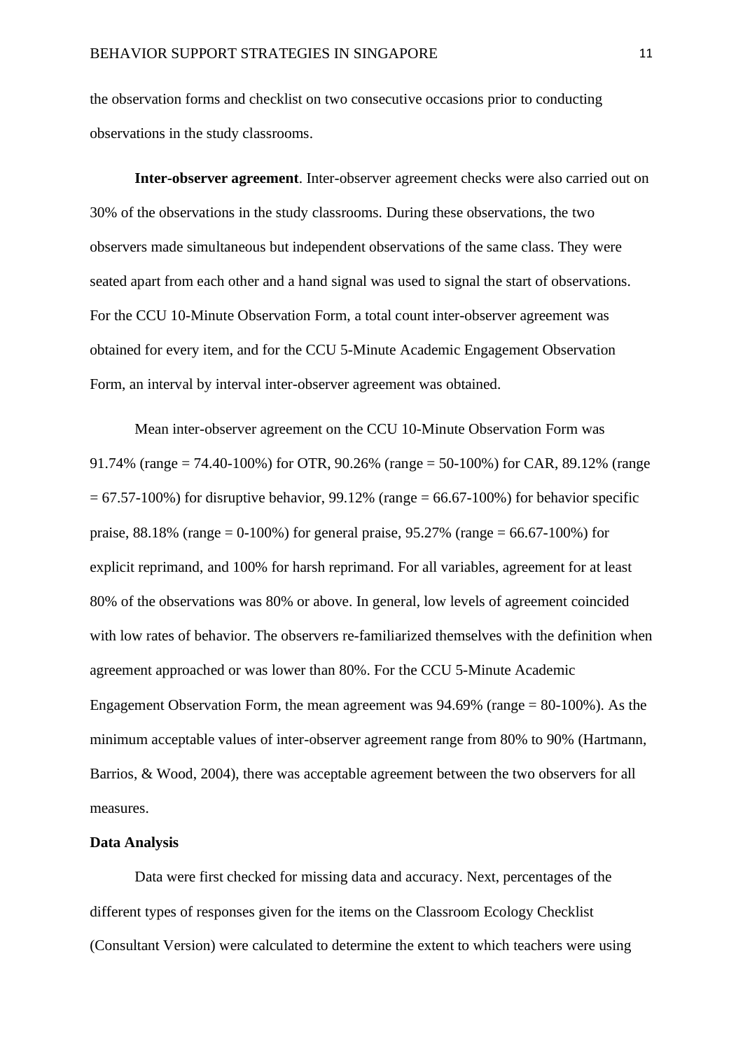the observation forms and checklist on two consecutive occasions prior to conducting observations in the study classrooms.

**Inter-observer agreement**. Inter-observer agreement checks were also carried out on 30% of the observations in the study classrooms. During these observations, the two observers made simultaneous but independent observations of the same class. They were seated apart from each other and a hand signal was used to signal the start of observations. For the CCU 10-Minute Observation Form, a total count inter-observer agreement was obtained for every item, and for the CCU 5-Minute Academic Engagement Observation Form, an interval by interval inter-observer agreement was obtained.

Mean inter-observer agreement on the CCU 10-Minute Observation Form was 91.74% (range = 74.40-100%) for OTR, 90.26% (range = 50-100%) for CAR, 89.12% (range = 67.57-100%) for disruptive behavior, 99.12% (range = 66.67-100%) for behavior specific praise, 88.18% (range = 0-100%) for general praise, 95.27% (range = 66.67-100%) for explicit reprimand, and 100% for harsh reprimand. For all variables, agreement for at least 80% of the observations was 80% or above. In general, low levels of agreement coincided with low rates of behavior. The observers re-familiarized themselves with the definition when agreement approached or was lower than 80%. For the CCU 5-Minute Academic Engagement Observation Form, the mean agreement was 94.69% (range = 80-100%). As the minimum acceptable values of inter-observer agreement range from 80% to 90% (Hartmann, Barrios, & Wood, 2004), there was acceptable agreement between the two observers for all measures.

### Data Analysis

Data were first checked for missing data and accuracy. Next, percentages of the different types of responses given for the items on the Classroom Ecology Checklist (Consultant Version) were calculated to determine the extent to which teachers were using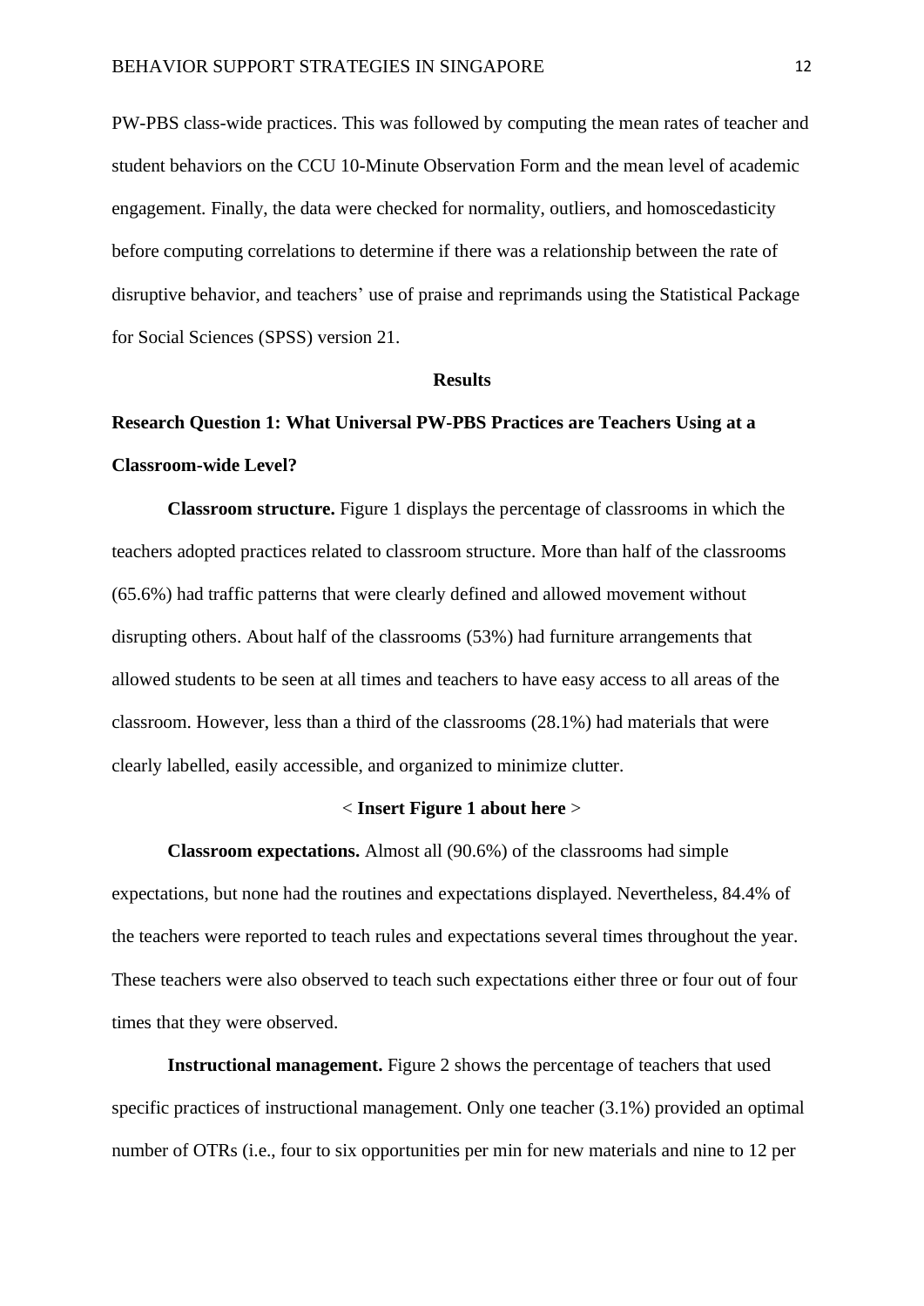PW-PBS class-wide practices. This was followed by computing the mean rates of teacher and student behaviors on the CCU 10-Minute Observation Form and the mean level of academic engagement. Finally, the data were checked for normality, outliers, and homoscedasticity before computing correlations to determine if there was a relationship between the rate of disruptive behavior, and teachers' use of praise and reprimands using the Statistical Package for Social Sciences (SPSS) version 21.

## Results

### Research Question 1: What Universal PW-PBS Practices are Teachers Using at a Classroom-wide Level?

**Classroom structure.** Figure 1 displays the percentage of classrooms in which the teachers adopted practices related to classroom structure. More than half of the classrooms (65.6%) had traffic patterns that were clearly defined and allowed movement without disrupting others. About half of the classrooms (53%) had furniture arrangements that allowed students to be seen at all times and teachers to have easy access to all areas of the classroom. However, less than a third of the classrooms (28.1%) had materials that were clearly labelled, easily accessible, and organized to minimize clutter.

< **Insert Figure 1 about here** >

**Classroom expectations.** Almost all (90.6%) of the classrooms had simple expectations, but none had the routines and expectations displayed. Nevertheless, 84.4% of the teachers were reported to teach rules and expectations several times throughout the year. These teachers were also observed to teach such expectations either three or four out of four times that they were observed.

**Instructional management.** Figure 2 shows the percentage of teachers that used specific practices of instructional management. Only one teacher (3.1%) provided an optimal number of OTRs (i.e., four to six opportunities per min for new materials and nine to 12 per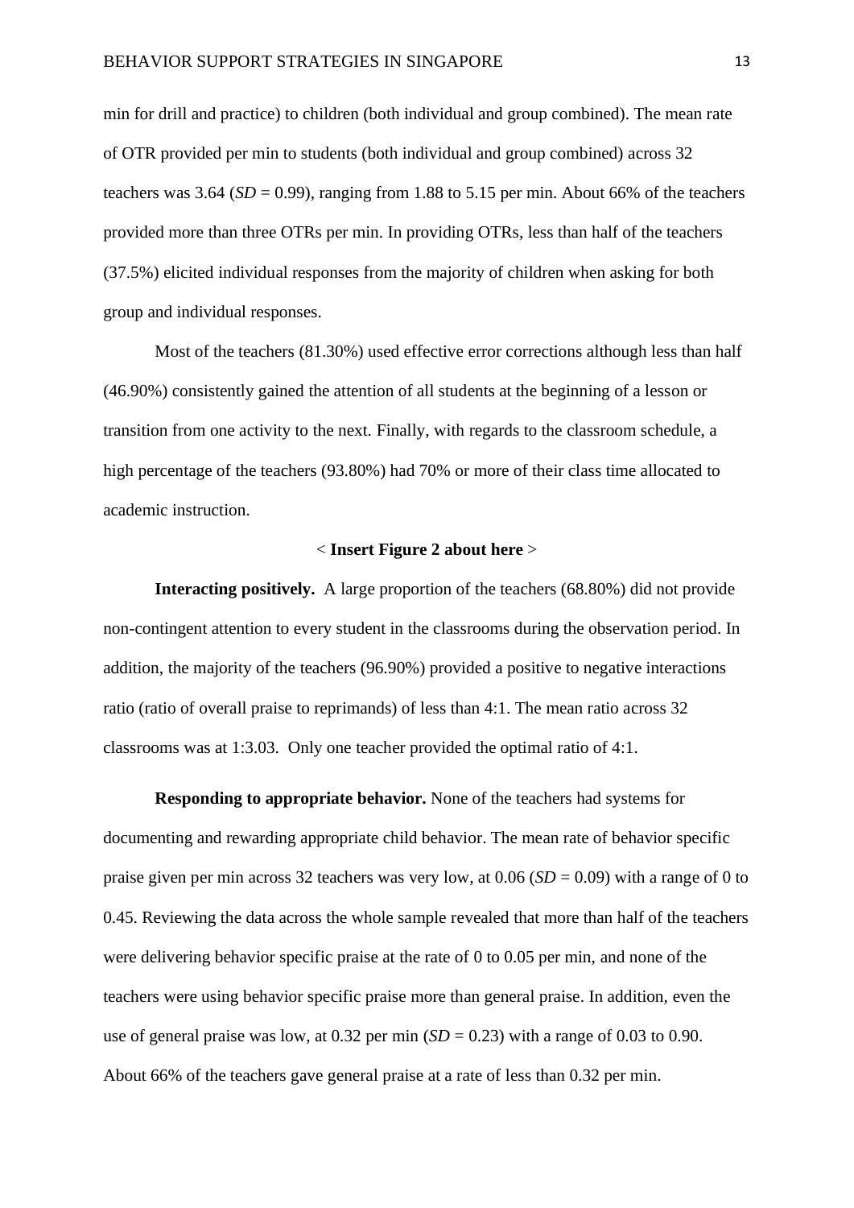min for drill and practice) to children (both individual and group combined). The mean rate of OTR provided per min to students (both individual and group combined) across 32 teachers was 3.64 (*SD* = 0.99), ranging from 1.88 to 5.15 per min. About 66% of the teachers provided more than three OTRs per min. In providing OTRs, less than half of the teachers (37.5%) elicited individual responses from the majority of children when asking for both group and individual responses.

Most of the teachers (81.30%) used effective error corrections although less than half (46.90%) consistently gained the attention of all students at the beginning of a lesson or transition from one activity to the next. Finally, with regards to the classroom schedule, a high percentage of the teachers (93.80%) had 70% or more of their class time allocated to academic instruction.

< **Insert Figure 2 about here** >

**Interacting positively.** A large proportion of the teachers (68.80%) did not provide non-contingent attention to every student in the classrooms during the observation period. In addition, the majority of the teachers (96.90%) provided a positive to negative interactions ratio (ratio of overall praise to reprimands) of less than 4:1. The mean ratio across 32 classrooms was at 1:3.03. Only one teacher provided the optimal ratio of 4:1.

**Responding to appropriate behavior.** None of the teachers had systems for documenting and rewarding appropriate child behavior. The mean rate of behavior specific praise given per min across 32 teachers was very low, at 0.06 (*SD* = 0.09) with a range of 0 to 0.45. Reviewing the data across the whole sample revealed that more than half of the teachers were delivering behavior specific praise at the rate of 0 to 0.05 per min, and none of the teachers were using behavior specific praise more than general praise. In addition, even the use of general praise was low, at 0.32 per min (*SD* = 0.23) with a range of 0.03 to 0.90. About 66% of the teachers gave general praise at a rate of less than 0.32 per min.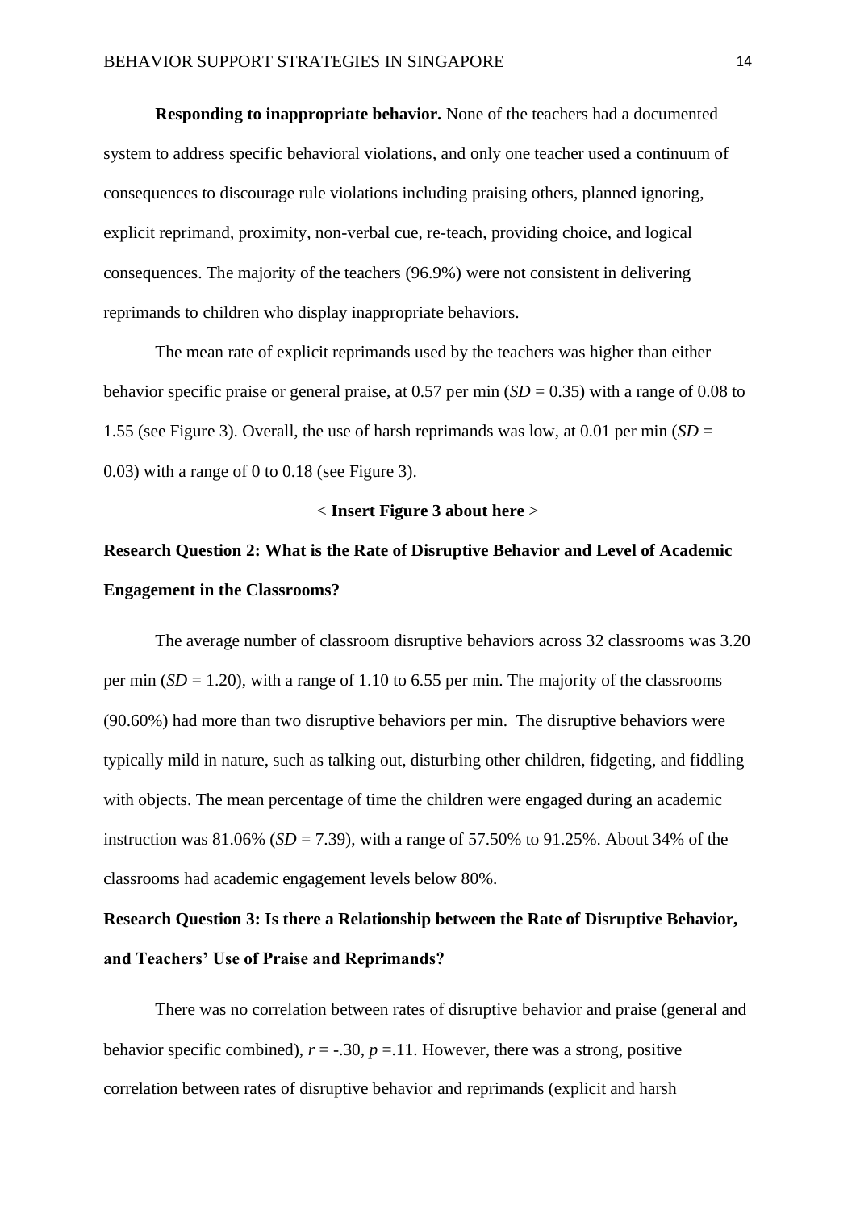**Responding to inappropriate behavior.** None of the teachers had a documented system to address specific behavioral violations, and only one teacher used a continuum of consequences to discourage rule violations including praising others, planned ignoring, explicit reprimand, proximity, non-verbal cue, re-teach, providing choice, and logical consequences. The majority of the teachers (96.9%) were not consistent in delivering reprimands to children who display inappropriate behaviors.

The mean rate of explicit reprimands used by the teachers was higher than either behavior specific praise or general praise, at 0.57 per min ($SD$ = 0.35) with a range of 0.08 to 1.55 (see Figure 3). Overall, the use of harsh reprimands was low, at 0.01 per min ($SD$ = 0.03) with a range of 0 to 0.18 (see Figure 3).

< **Insert Figure 3 about here** >

## Research Question 2: What is the Rate of Disruptive Behavior and Level of Academic Engagement in the Classrooms?

The average number of classroom disruptive behaviors across 32 classrooms was 3.20 per min ($SD$ = 1.20), with a range of 1.10 to 6.55 per min. The majority of the classrooms (90.60%) had more than two disruptive behaviors per min. The disruptive behaviors were typically mild in nature, such as talking out, disturbing other children, fidgeting, and fiddling with objects. The mean percentage of time the children were engaged during an academic instruction was 81.06% ($SD$ = 7.39), with a range of 57.50% to 91.25%. About 34% of the classrooms had academic engagement levels below 80%.

## Research Question 3: Is there a Relationship between the Rate of Disruptive Behavior, and Teachers' Use of Praise and Reprimands?

There was no correlation between rates of disruptive behavior and praise (general and behavior specific combined), $r = -.30$, $p = .11$. However, there was a strong, positive correlation between rates of disruptive behavior and reprimands (explicit and harsh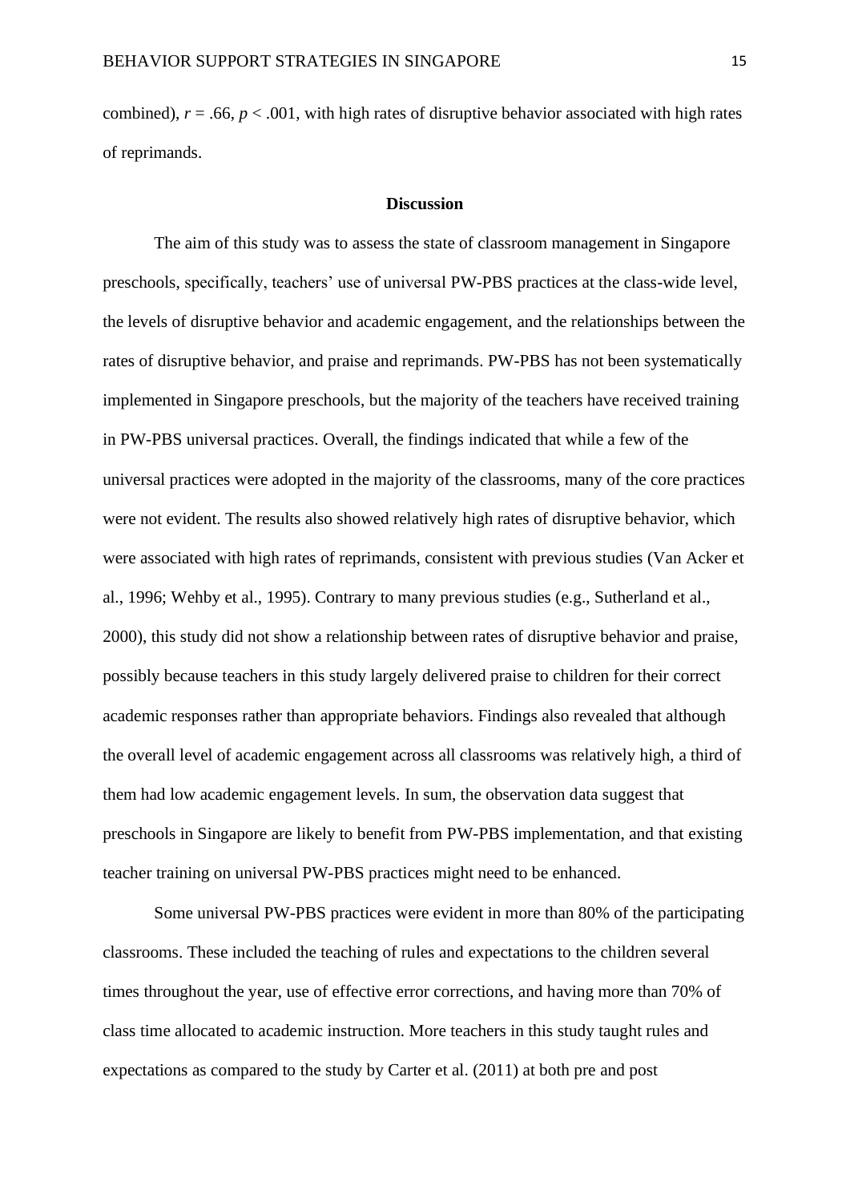combined), $r = .66$, $p < .001$, with high rates of disruptive behavior associated with high rates of reprimands.

## Discussion

The aim of this study was to assess the state of classroom management in Singapore preschools, specifically, teachers' use of universal PW-PBS practices at the class-wide level, the levels of disruptive behavior and academic engagement, and the relationships between the rates of disruptive behavior, and praise and reprimands. PW-PBS has not been systematically implemented in Singapore preschools, but the majority of the teachers have received training in PW-PBS universal practices. Overall, the findings indicated that while a few of the universal practices were adopted in the majority of the classrooms, many of the core practices were not evident. The results also showed relatively high rates of disruptive behavior, which were associated with high rates of reprimands, consistent with previous studies (Van Acker et al., 1996; Wehby et al., 1995). Contrary to many previous studies (e.g., Sutherland et al., 2000), this study did not show a relationship between rates of disruptive behavior and praise, possibly because teachers in this study largely delivered praise to children for their correct academic responses rather than appropriate behaviors. Findings also revealed that although the overall level of academic engagement across all classrooms was relatively high, a third of them had low academic engagement levels. In sum, the observation data suggest that preschools in Singapore are likely to benefit from PW-PBS implementation, and that existing teacher training on universal PW-PBS practices might need to be enhanced.

Some universal PW-PBS practices were evident in more than 80% of the participating classrooms. These included the teaching of rules and expectations to the children several times throughout the year, use of effective error corrections, and having more than 70% of class time allocated to academic instruction. More teachers in this study taught rules and expectations as compared to the study by Carter et al. (2011) at both pre and post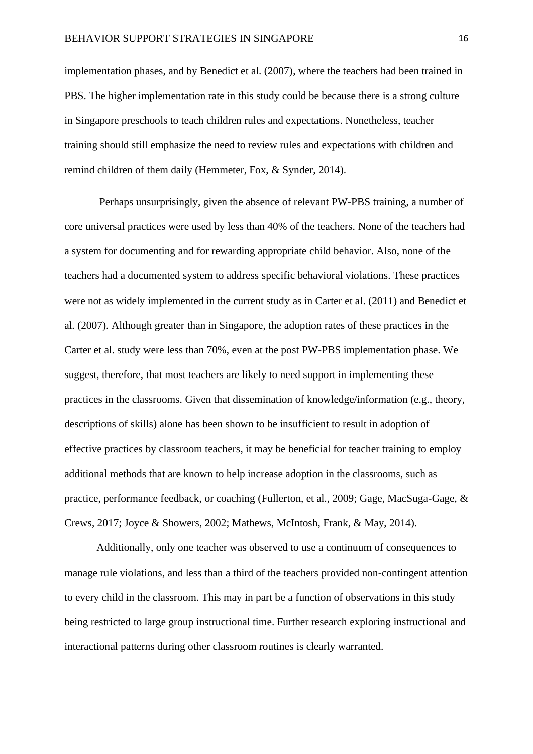implementation phases, and by Benedict et al. (2007), where the teachers had been trained in PBS. The higher implementation rate in this study could be because there is a strong culture in Singapore preschools to teach children rules and expectations. Nonetheless, teacher training should still emphasize the need to review rules and expectations with children and remind children of them daily (Hemmeter, Fox, & Synder, 2014).

Perhaps unsurprisingly, given the absence of relevant PW-PBS training, a number of core universal practices were used by less than 40% of the teachers. None of the teachers had a system for documenting and for rewarding appropriate child behavior. Also, none of the teachers had a documented system to address specific behavioral violations. These practices were not as widely implemented in the current study as in Carter et al. (2011) and Benedict et al. (2007). Although greater than in Singapore, the adoption rates of these practices in the Carter et al. study were less than 70%, even at the post PW-PBS implementation phase. We suggest, therefore, that most teachers are likely to need support in implementing these practices in the classrooms. Given that dissemination of knowledge/information (e.g., theory, descriptions of skills) alone has been shown to be insufficient to result in adoption of effective practices by classroom teachers, it may be beneficial for teacher training to employ additional methods that are known to help increase adoption in the classrooms, such as practice, performance feedback, or coaching (Fullerton, et al., 2009; Gage, MacSuga-Gage, & Crews, 2017; Joyce & Showers, 2002; Mathews, McIntosh, Frank, & May, 2014).

Additionally, only one teacher was observed to use a continuum of consequences to manage rule violations, and less than a third of the teachers provided non-contingent attention to every child in the classroom. This may in part be a function of observations in this study being restricted to large group instructional time. Further research exploring instructional and interactional patterns during other classroom routines is clearly warranted.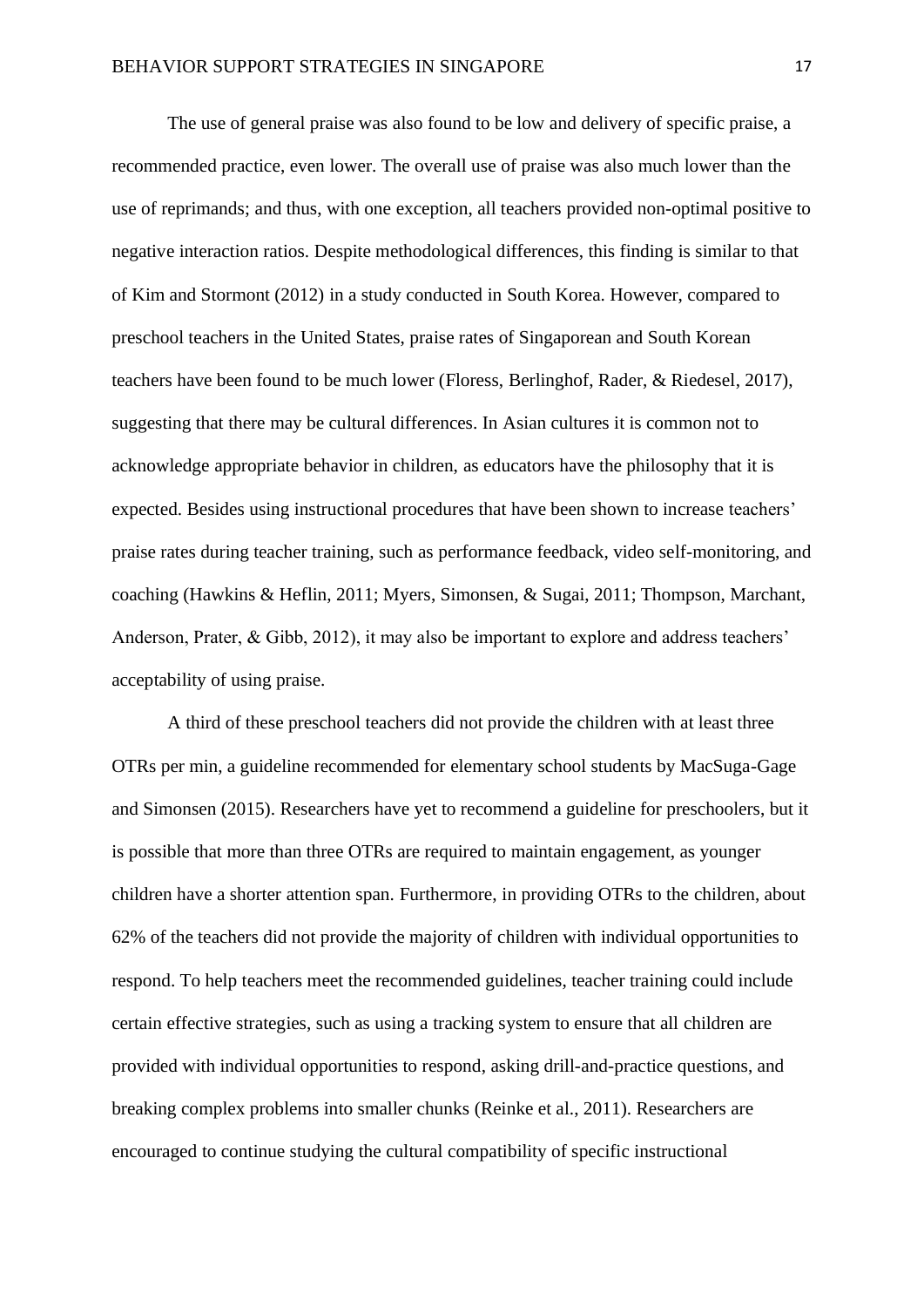The use of general praise was also found to be low and delivery of specific praise, a recommended practice, even lower. The overall use of praise was also much lower than the use of reprimands; and thus, with one exception, all teachers provided non-optimal positive to negative interaction ratios. Despite methodological differences, this finding is similar to that of Kim and Stormont (2012) in a study conducted in South Korea. However, compared to preschool teachers in the United States, praise rates of Singaporean and South Korean teachers have been found to be much lower (Floress, Berlinghof, Rader, & Riedesel, 2017), suggesting that there may be cultural differences. In Asian cultures it is common not to acknowledge appropriate behavior in children, as educators have the philosophy that it is expected. Besides using instructional procedures that have been shown to increase teachers' praise rates during teacher training, such as performance feedback, video self-monitoring, and coaching (Hawkins & Heflin, 2011; Myers, Simonsen, & Sugai, 2011; Thompson, Marchant, Anderson, Prater, & Gibb, 2012), it may also be important to explore and address teachers' acceptability of using praise.

A third of these preschool teachers did not provide the children with at least three OTRs per min, a guideline recommended for elementary school students by MacSuga-Gage and Simonsen (2015). Researchers have yet to recommend a guideline for preschoolers, but it is possible that more than three OTRs are required to maintain engagement, as younger children have a shorter attention span. Furthermore, in providing OTRs to the children, about 62% of the teachers did not provide the majority of children with individual opportunities to respond. To help teachers meet the recommended guidelines, teacher training could include certain effective strategies, such as using a tracking system to ensure that all children are provided with individual opportunities to respond, asking drill-and-practice questions, and breaking complex problems into smaller chunks (Reinke et al., 2011). Researchers are encouraged to continue studying the cultural compatibility of specific instructional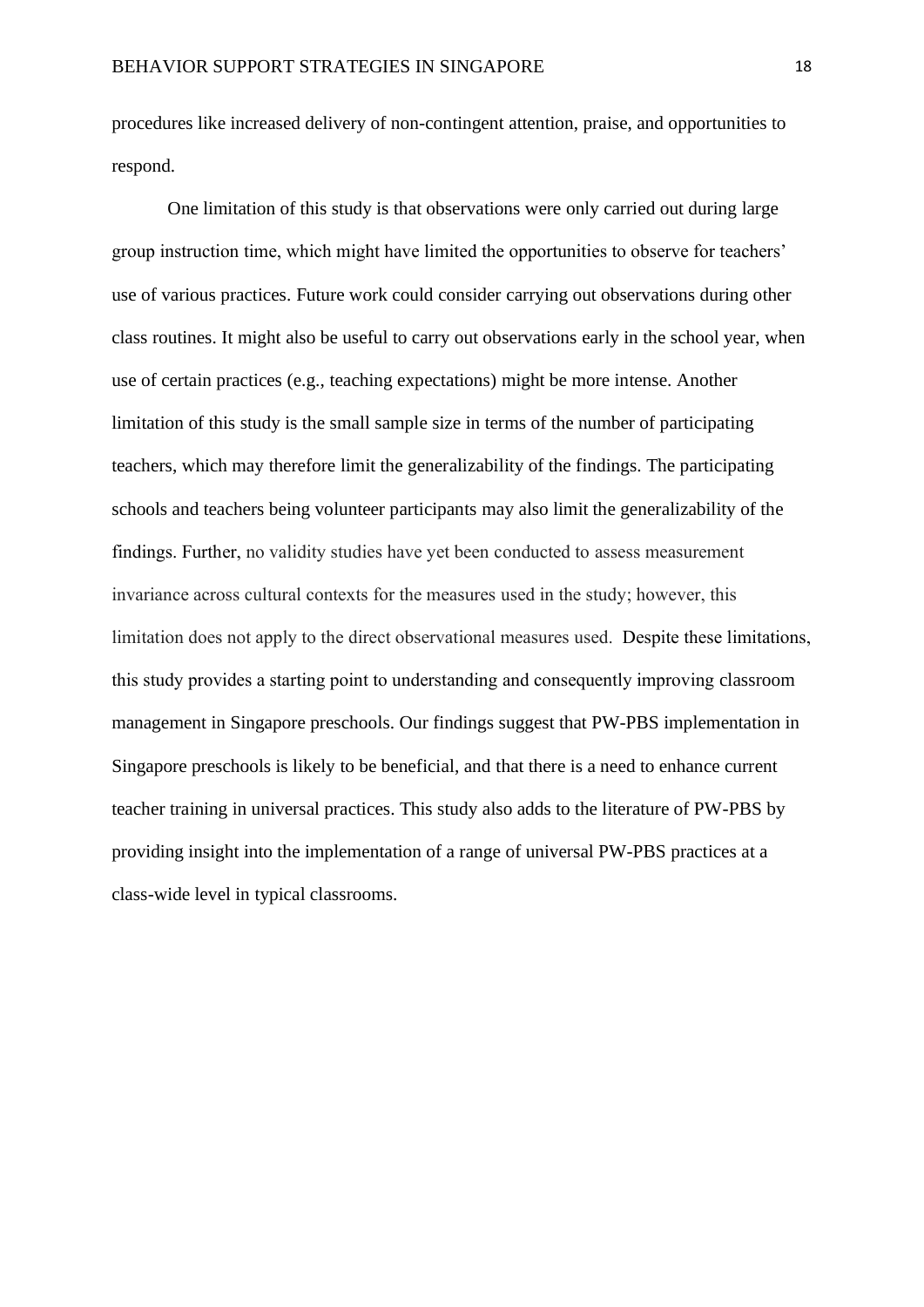procedures like increased delivery of non-contingent attention, praise, and opportunities to respond.

One limitation of this study is that observations were only carried out during large group instruction time, which might have limited the opportunities to observe for teachers' use of various practices. Future work could consider carrying out observations during other class routines. It might also be useful to carry out observations early in the school year, when use of certain practices (e.g., teaching expectations) might be more intense. Another limitation of this study is the small sample size in terms of the number of participating teachers, which may therefore limit the generalizability of the findings. The participating schools and teachers being volunteer participants may also limit the generalizability of the findings. Further, no validity studies have yet been conducted to assess measurement invariance across cultural contexts for the measures used in the study; however, this limitation does not apply to the direct observational measures used. Despite these limitations, this study provides a starting point to understanding and consequently improving classroom management in Singapore preschools. Our findings suggest that PW-PBS implementation in Singapore preschools is likely to be beneficial, and that there is a need to enhance current teacher training in universal practices. This study also adds to the literature of PW-PBS by providing insight into the implementation of a range of universal PW-PBS practices at a class-wide level in typical classrooms.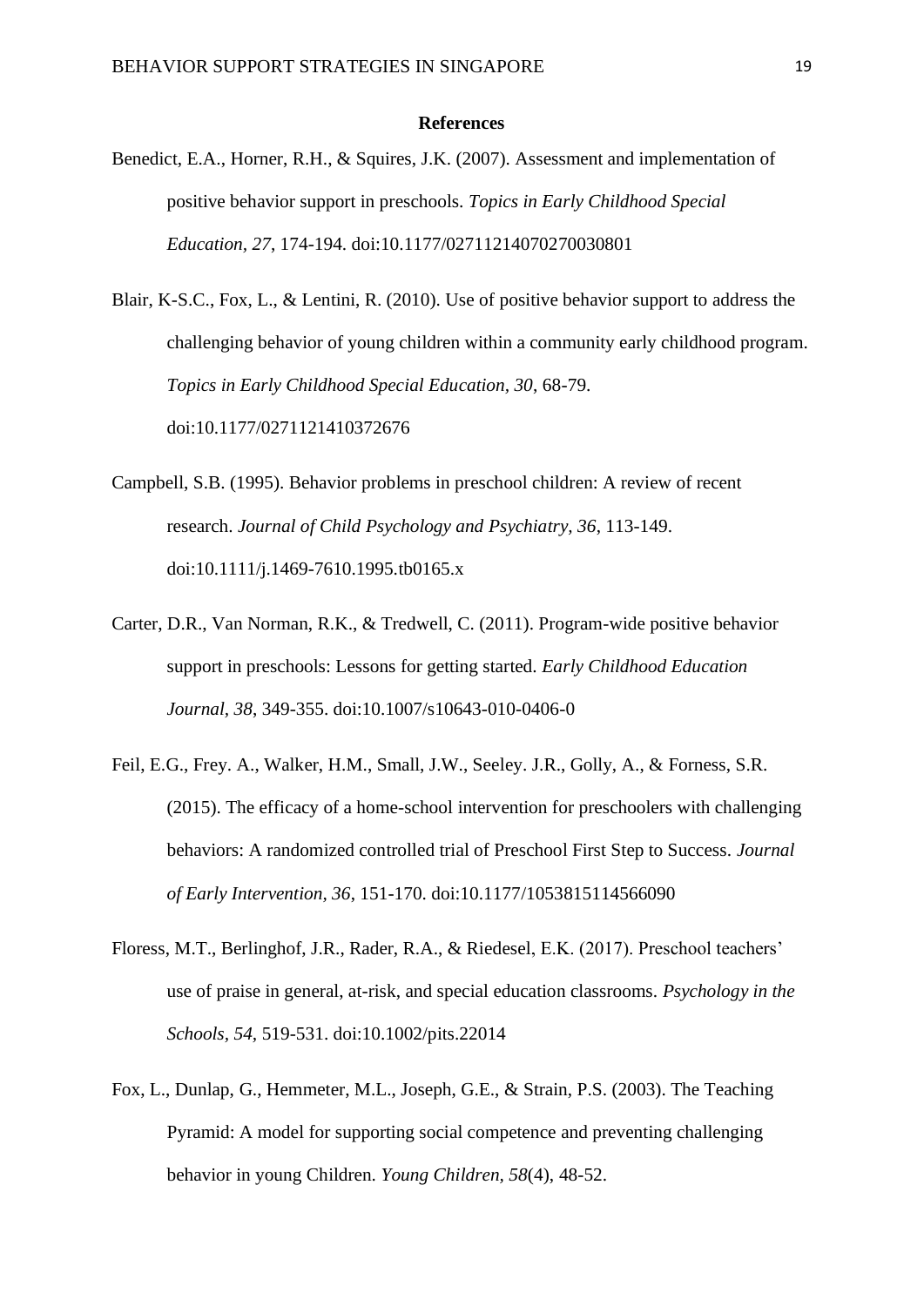**References**

Benedict, E.A., Horner, R.H., & Squires, J.K. (2007). Assessment and implementation of positive behavior support in preschools. *Topics in Early Childhood Special Education, 27*, 174-194. doi:10.1177/02711214070270030801

Blair, K-S.C., Fox, L., & Lentini, R. (2010). Use of positive behavior support to address the challenging behavior of young children within a community early childhood program. *Topics in Early Childhood Special Education, 30*, 68-79. doi:10.1177/0271121410372676

Campbell, S.B. (1995). Behavior problems in preschool children: A review of recent research. *Journal of Child Psychology and Psychiatry, 36*, 113-149. doi:10.1111/j.1469-7610.1995.tb0165.x

Carter, D.R., Van Norman, R.K., & Tredwell, C. (2011). Program-wide positive behavior support in preschools: Lessons for getting started. *Early Childhood Education Journal, 38*, 349-355. doi:10.1007/s10643-010-0406-0

Feil, E.G., Frey. A., Walker, H.M., Small, J.W., Seeley. J.R., Golly, A., & Forness, S.R. (2015). The efficacy of a home-school intervention for preschoolers with challenging behaviors: A randomized controlled trial of Preschool First Step to Success. *Journal of Early Intervention, 36*, 151-170. doi:10.1177/1053815114566090

Floress, M.T., Berlinghof, J.R., Rader, R.A., & Riedesel, E.K. (2017). Preschool teachers' use of praise in general, at-risk, and special education classrooms. *Psychology in the Schools, 54*, 519-531. doi:10.1002/pits.22014

Fox, L., Dunlap, G., Hemmeter, M.L., Joseph, G.E., & Strain, P.S. (2003). The Teaching Pyramid: A model for supporting social competence and preventing challenging behavior in young Children. *Young Children, 58*(4), 48-52.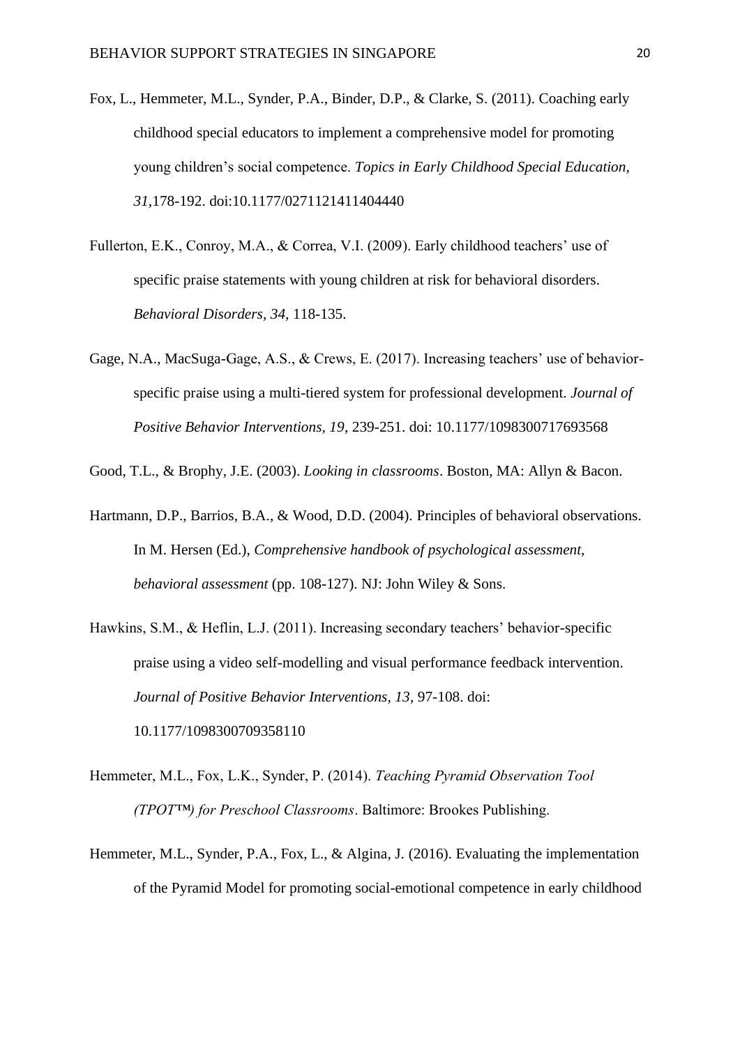Fox, L., Hemmeter, M.L., Synder, P.A., Binder, D.P., & Clarke, S. (2011). Coaching early childhood special educators to implement a comprehensive model for promoting young children's social competence. *Topics in Early Childhood Special Education, 31*,178-192. doi:10.1177/0271121411404440

Fullerton, E.K., Conroy, M.A., & Correa, V.I. (2009). Early childhood teachers' use of specific praise statements with young children at risk for behavioral disorders. *Behavioral Disorders, 34,* 118-135.

Gage, N.A., MacSuga-Gage, A.S., & Crews, E. (2017). Increasing teachers' use of behavior-specific praise using a multi-tiered system for professional development. *Journal of Positive Behavior Interventions, 19*, 239-251. doi: 10.1177/1098300717693568

Good, T.L., & Brophy, J.E. (2003). *Looking in classrooms*. Boston, MA: Allyn & Bacon.

Hartmann, D.P., Barrios, B.A., & Wood, D.D. (2004). Principles of behavioral observations. In M. Hersen (Ed.), *Comprehensive handbook of psychological assessment, behavioral assessment* (pp. 108-127). NJ: John Wiley & Sons.

Hawkins, S.M., & Heflin, L.J. (2011). Increasing secondary teachers' behavior-specific praise using a video self-modelling and visual performance feedback intervention. *Journal of Positive Behavior Interventions, 13*, 97-108. doi: 10.1177/1098300709358110

Hemmeter, M.L., Fox, L.K., Synder, P. (2014). *Teaching Pyramid Observation Tool (TPOT™) for Preschool Classrooms*. Baltimore: Brookes Publishing.

Hemmeter, M.L., Synder, P.A., Fox, L., & Algina, J. (2016). Evaluating the implementation of the Pyramid Model for promoting social-emotional competence in early childhood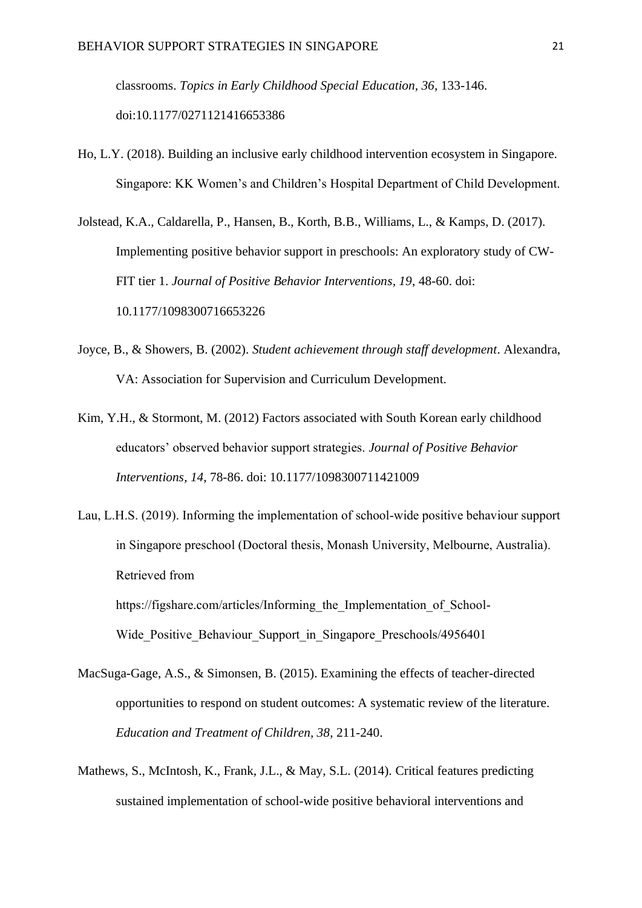classrooms. *Topics in Early Childhood Special Education, 36*, 133-146. doi:10.1177/0271121416653386

Ho, L.Y. (2018). Building an inclusive early childhood intervention ecosystem in Singapore. Singapore: KK Women's and Children's Hospital Department of Child Development.

Jolstead, K.A., Caldarella, P., Hansen, B., Korth, B.B., Williams, L., & Kamps, D. (2017). Implementing positive behavior support in preschools: An exploratory study of CW-FIT tier 1. *Journal of Positive Behavior Interventions, 19*, 48-60. doi: 10.1177/1098300716653226

Joyce, B., & Showers, B. (2002). *Student achievement through staff development*. Alexandra, VA: Association for Supervision and Curriculum Development.

Kim, Y.H., & Stormont, M. (2012) Factors associated with South Korean early childhood educators' observed behavior support strategies. *Journal of Positive Behavior Interventions, 14*, 78-86. doi: 10.1177/1098300711421009

Lau, L.H.S. (2019). Informing the implementation of school-wide positive behaviour support in Singapore preschool (Doctoral thesis, Monash University, Melbourne, Australia). Retrieved from https://figshare.com/articles/Informing_the_Implementation_of_School-Wide_Positive_Behaviour_Support_in_Singapore_Preschools/4956401

MacSuga-Gage, A.S., & Simonsen, B. (2015). Examining the effects of teacher-directed opportunities to respond on student outcomes: A systematic review of the literature. *Education and Treatment of Children, 38*, 211-240.

Mathews, S., McIntosh, K., Frank, J.L., & May, S.L. (2014). Critical features predicting sustained implementation of school-wide positive behavioral interventions and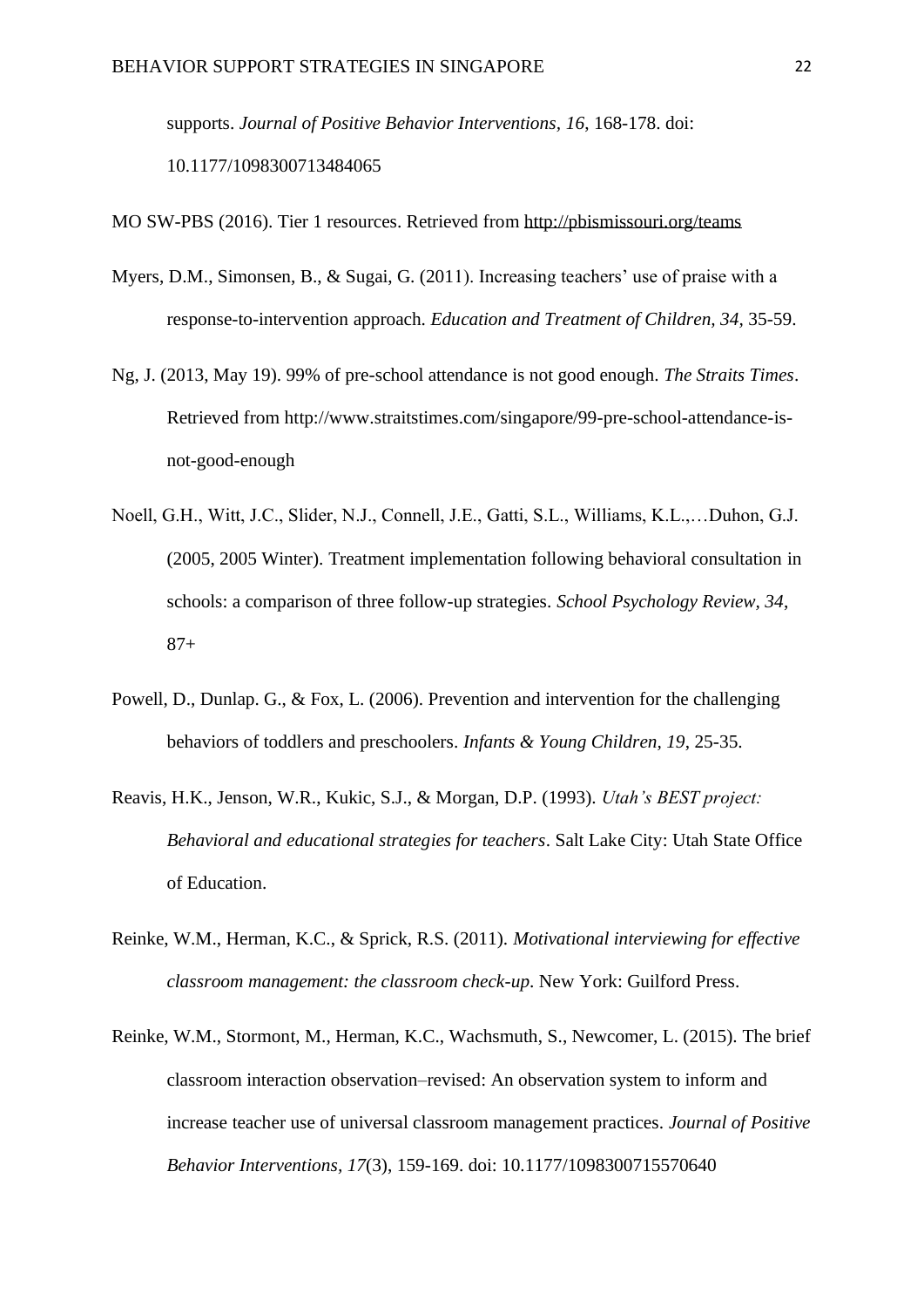supports. *Journal of Positive Behavior Interventions, 16*, 168-178. doi: 10.1177/1098300713484065

MO SW-PBS (2016). Tier 1 resources. Retrieved from http://pbismissouri.org/teams

Myers, D.M., Simonsen, B., & Sugai, G. (2011). Increasing teachers' use of praise with a response-to-intervention approach. *Education and Treatment of Children, 34*, 35-59.

Ng, J. (2013, May 19). 99% of pre-school attendance is not good enough. *The Straits Times*. Retrieved from http://www.straitstimes.com/singapore/99-pre-school-attendance-is-not-good-enough

Noell, G.H., Witt, J.C., Slider, N.J., Connell, J.E., Gatti, S.L., Williams, K.L.,…Duhon, G.J. (2005, 2005 Winter). Treatment implementation following behavioral consultation in schools: a comparison of three follow-up strategies. *School Psychology Review*, *34*, 87+

Powell, D., Dunlap. G., & Fox, L. (2006). Prevention and intervention for the challenging behaviors of toddlers and preschoolers. *Infants & Young Children, 19*, 25-35.

Reavis, H.K., Jenson, W.R., Kukic, S.J., & Morgan, D.P. (1993). *Utah's BEST project: Behavioral and educational strategies for teachers*. Salt Lake City: Utah State Office of Education.

Reinke, W.M., Herman, K.C., & Sprick, R.S. (2011). *Motivational interviewing for effective classroom management: the classroom check-up*. New York: Guilford Press.

Reinke, W.M., Stormont, M., Herman, K.C., Wachsmuth, S., Newcomer, L. (2015). The brief classroom interaction observation–revised: An observation system to inform and increase teacher use of universal classroom management practices. *Journal of Positive Behavior Interventions, 17*(3), 159-169. doi: 10.1177/1098300715570640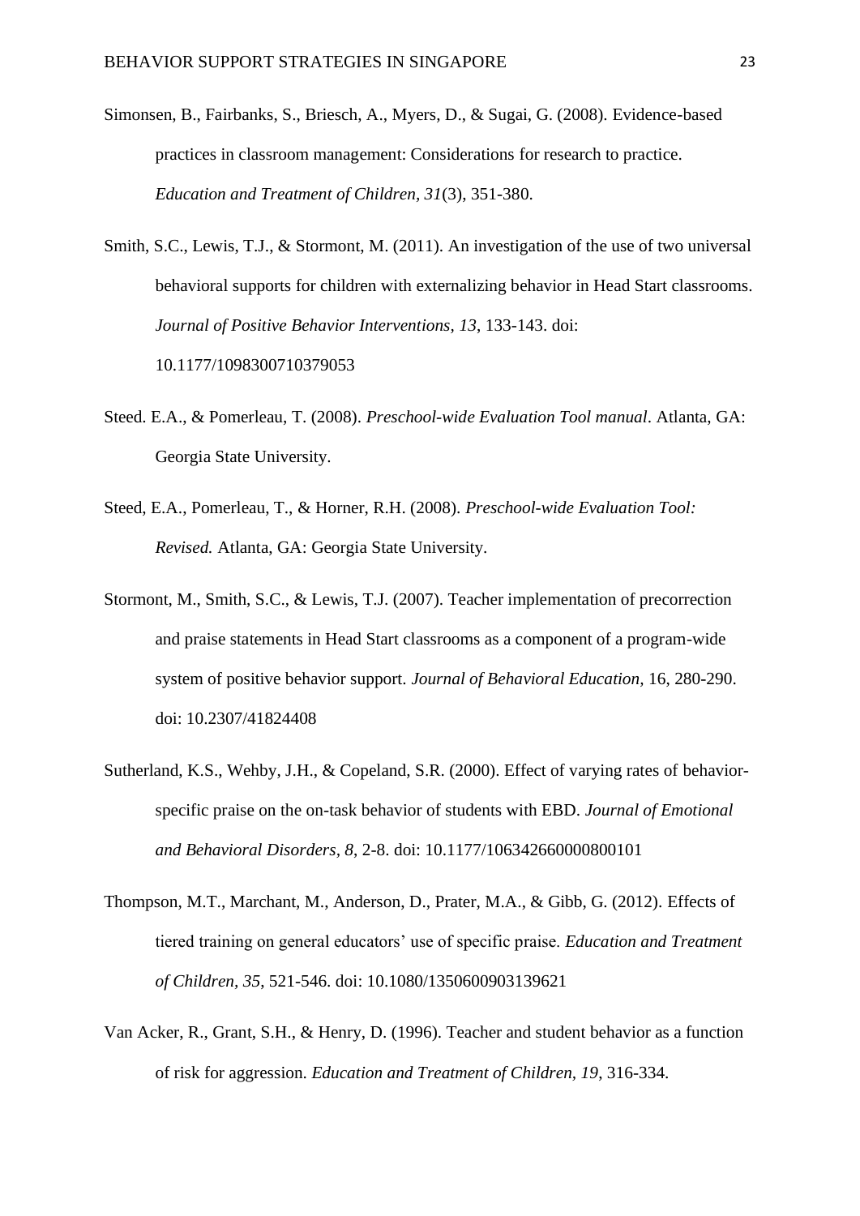Simonsen, B., Fairbanks, S., Briesch, A., Myers, D., & Sugai, G. (2008). Evidence-based practices in classroom management: Considerations for research to practice. *Education and Treatment of Children, 31*(3), 351-380.

Smith, S.C., Lewis, T.J., & Stormont, M. (2011). An investigation of the use of two universal behavioral supports for children with externalizing behavior in Head Start classrooms. *Journal of Positive Behavior Interventions, 13*, 133-143. doi: 10.1177/1098300710379053

Steed. E.A., & Pomerleau, T. (2008). *Preschool-wide Evaluation Tool manual*. Atlanta, GA: Georgia State University.

Steed, E.A., Pomerleau, T., & Horner, R.H. (2008). *Preschool-wide Evaluation Tool: Revised.* Atlanta, GA: Georgia State University.

Stormont, M., Smith, S.C., & Lewis, T.J. (2007). Teacher implementation of precorrection and praise statements in Head Start classrooms as a component of a program-wide system of positive behavior support. *Journal of Behavioral Education,* 16, 280-290. doi: 10.2307/41824408

Sutherland, K.S., Wehby, J.H., & Copeland, S.R. (2000). Effect of varying rates of behavior-specific praise on the on-task behavior of students with EBD. *Journal of Emotional and Behavioral Disorders, 8*, 2-8. doi: 10.1177/106342660000800101

Thompson, M.T., Marchant, M., Anderson, D., Prater, M.A., & Gibb, G. (2012). Effects of tiered training on general educators' use of specific praise. *Education and Treatment of Children, 35*, 521-546. doi: 10.1080/1350600903139621

Van Acker, R., Grant, S.H., & Henry, D. (1996). Teacher and student behavior as a function of risk for aggression. *Education and Treatment of Children, 19*, 316-334.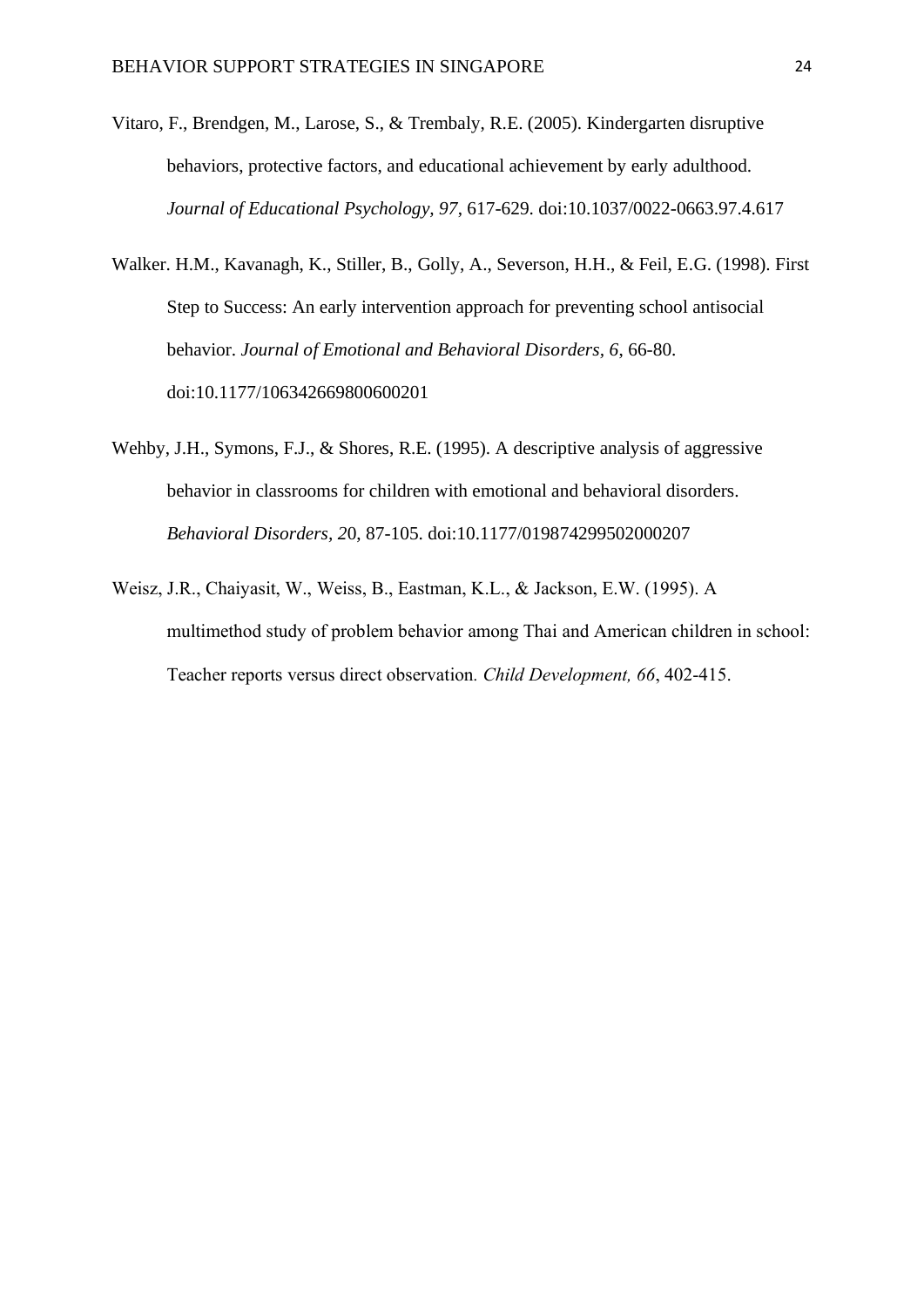Vitaro, F., Brendgen, M., Larose, S., & Trembaly, R.E. (2005). Kindergarten disruptive behaviors, protective factors, and educational achievement by early adulthood. *Journal of Educational Psychology, 97*, 617-629. doi:10.1037/0022-0663.97.4.617

Walker. H.M., Kavanagh, K., Stiller, B., Golly, A., Severson, H.H., & Feil, E.G. (1998). First Step to Success: An early intervention approach for preventing school antisocial behavior. *Journal of Emotional and Behavioral Disorders, 6*, 66-80. doi:10.1177/106342669800600201

Wehby, J.H., Symons, F.J., & Shores, R.E. (1995). A descriptive analysis of aggressive behavior in classrooms for children with emotional and behavioral disorders. *Behavioral Disorders, 20*, 87-105. doi:10.1177/019874299502000207

Weisz, J.R., Chaiyasit, W., Weiss, B., Eastman, K.L., & Jackson, E.W. (1995). A multimethod study of problem behavior among Thai and American children in school: Teacher reports versus direct observation. *Child Development, 66*, 402-415.